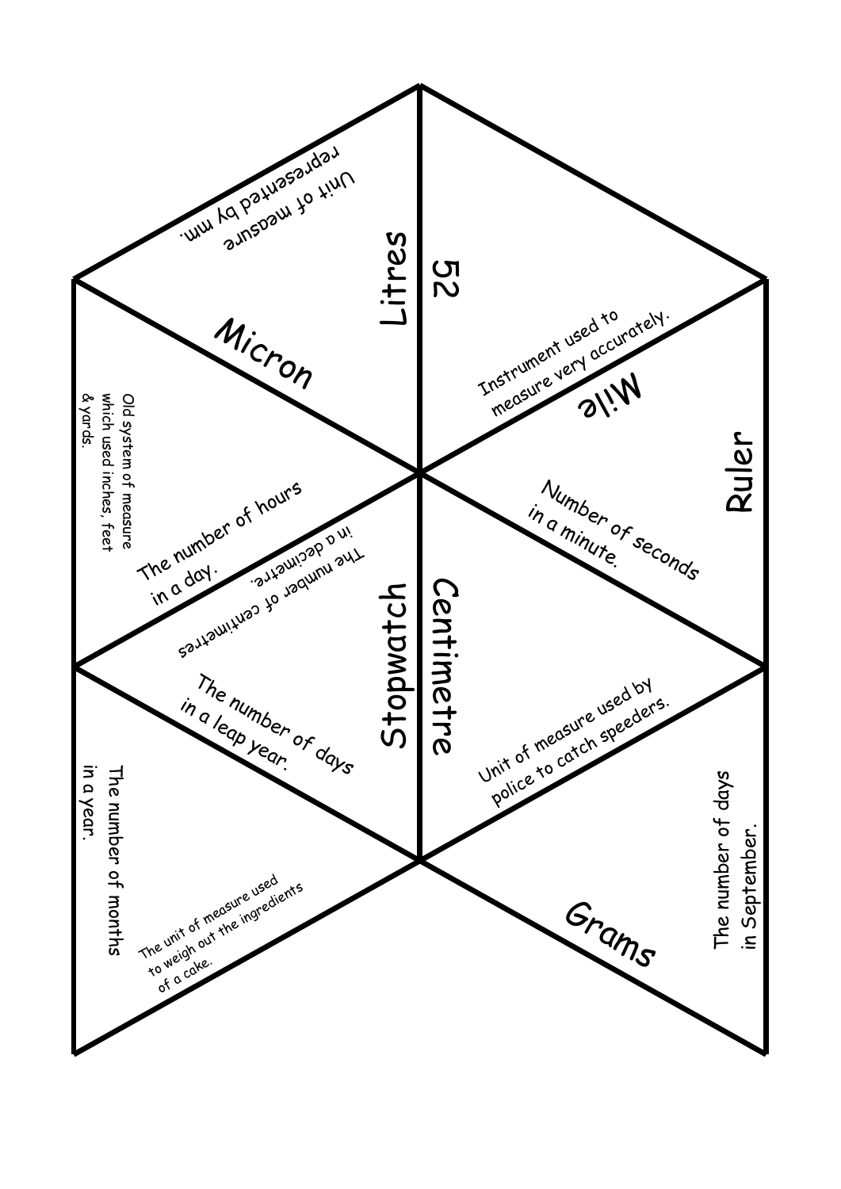Unit of measure represented by mm.

Litres

52

Micron

Instrument used to measure very accurately.

Mile

Old system of measure which used inches, feet & yards.

Ruler

The number of hours in a day.

The number of centimetres in a decimetre.

Number of seconds in a minute.

Stopwatch

Centimetre

The number of days in a leap year.

Unit of measure used by police to catch speeders.

The number of months in a year.

The unit of measure used to weigh out the ingredients of a cake.

Grams

The number of days in September.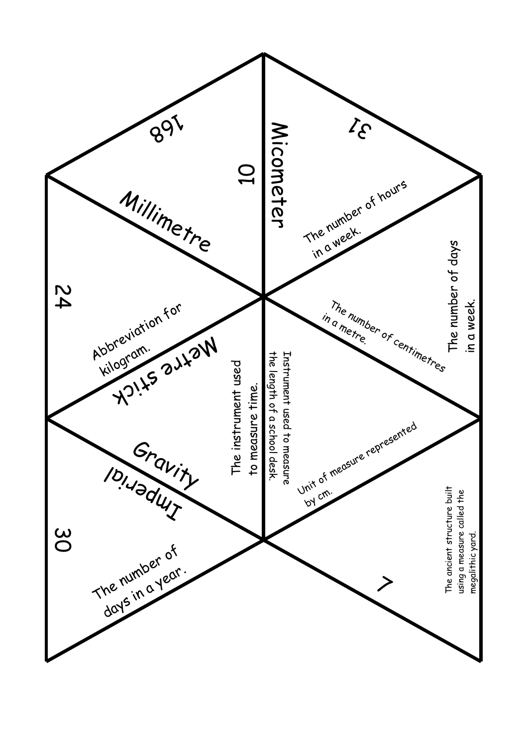168

10

Micometer

31

Millimetre

The number of hours in a week.

24

Abbreviation for kilogram.

Metre stick

The instrument used to measure time.

Instrument used to measure the length of a school desk.

The number of centimetres in a metre.

The number of days in a week.

Gravity

Imperial

Unit of measure represented by cm.

30

The number of days in a year.

7

The ancient structure built using a measure called the megalithic yard.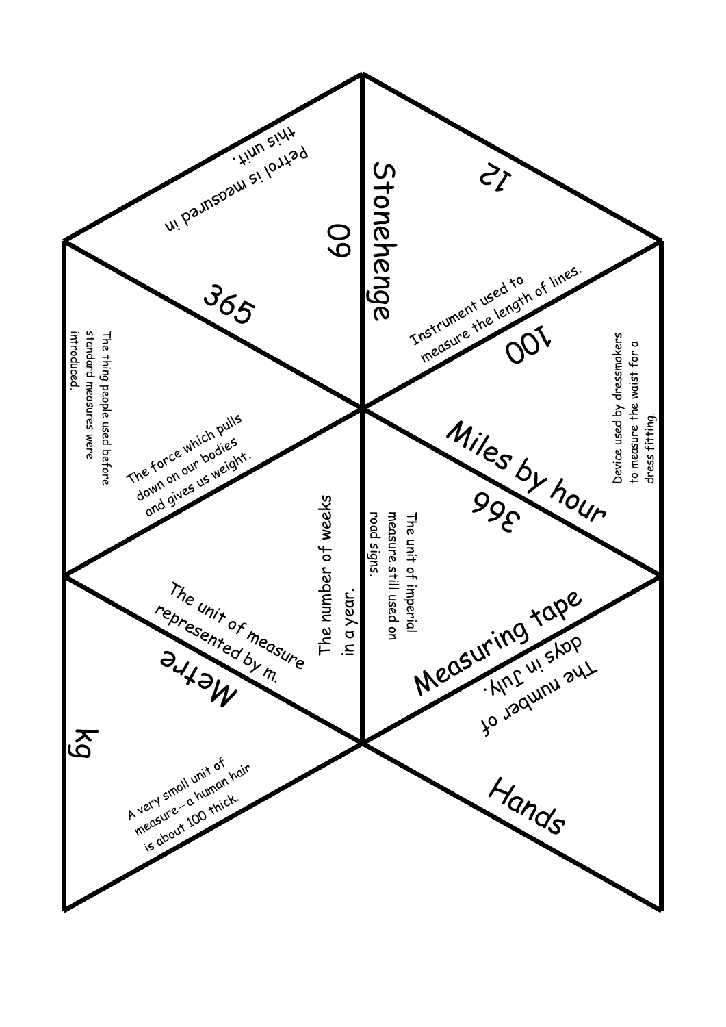Petrol is measured in this unit.

60

Stonehenge

12

365

Instrument used to measure the length of lines.

100

The thing people used before standard measures were introduced.

The force which pulls down on our bodies and gives us weight.

Device used by dressmakers to measure the waist for a dress fitting.

Miles by hour

366

The number of weeks in a year.

The unit of imperial measure still used on road signs.

The unit of measure represented by m.

Metre

Measuring tape

The number of days in July.

kg

A very small unit of measure—a human hair is about 100 thick.

Hands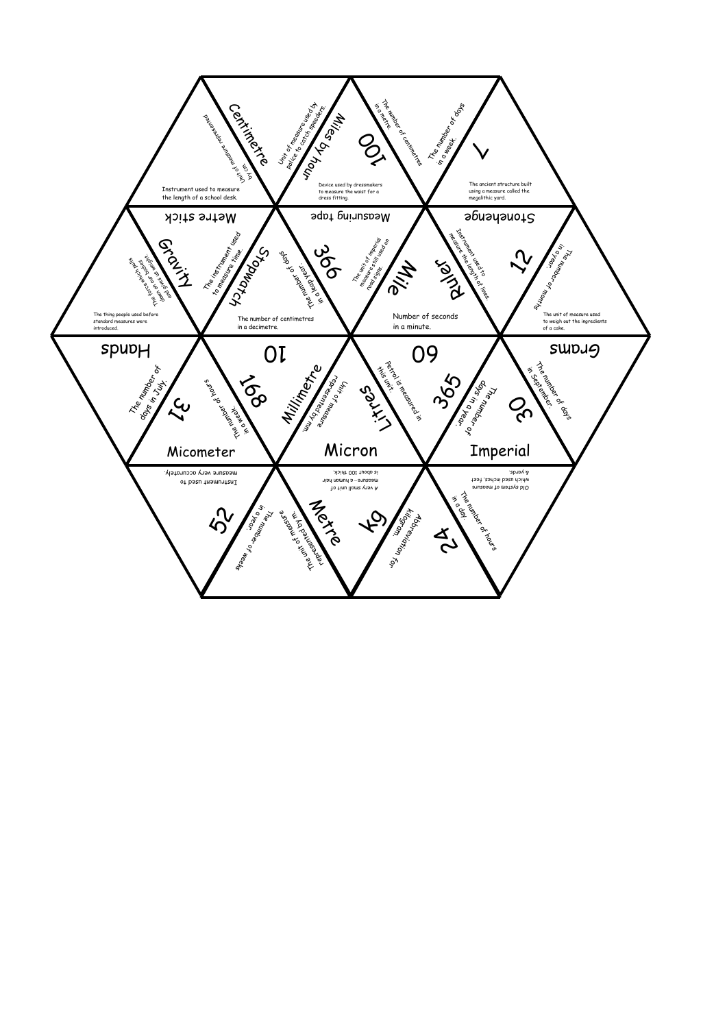Centimetre

Unit of measure represented by cm.

Instrument used to measure the length of a school desk.

Unit of measure used by police to catch speeders.

Miles by hour

The number of centimetres in a metre.

100

Device used by dressmakers to measure the waist for a dress fitting.

The number of days in a week.

7

The ancient structure built using a measure called the megalithic yard.

Metre stick

Gravity

The force which pulls down on our bodies and gives us weight.

The thing people used before standard measures were introduced.

The instrument used to measure time.

Stopwatch

The number of centimetres in a decimetre.

Measuring tape

366

The number of days in a leap year.

The unit of imperial measure still used on road signs.

Mile

Number of seconds in a minute.

Stonehenge

Ruler

Instrument used to measure the length of lines.

12

The number of months in a year.

The unit of measure used to weigh out the ingredients of a cake.

Hands

The number of days in July.

31

Micometer

10

168

The number of hours in a week.

Millimetre

Unit of measure represented by mm.

Micron

60

Litres

Petrol is measured in this unit.

365

The number of days in a year.

Grams

30

The number of days in September.

Imperial

Instrument used to measure very accurately.

52

The number of weeks in a year.

A very small unit of measure – a human hair is about 100 thick.

Metre

The unit of measure represented by m.

kg

Abbreviation for kilogram.

Old system of measure which used inches, feet & yards.

24

The number of hours in a day.